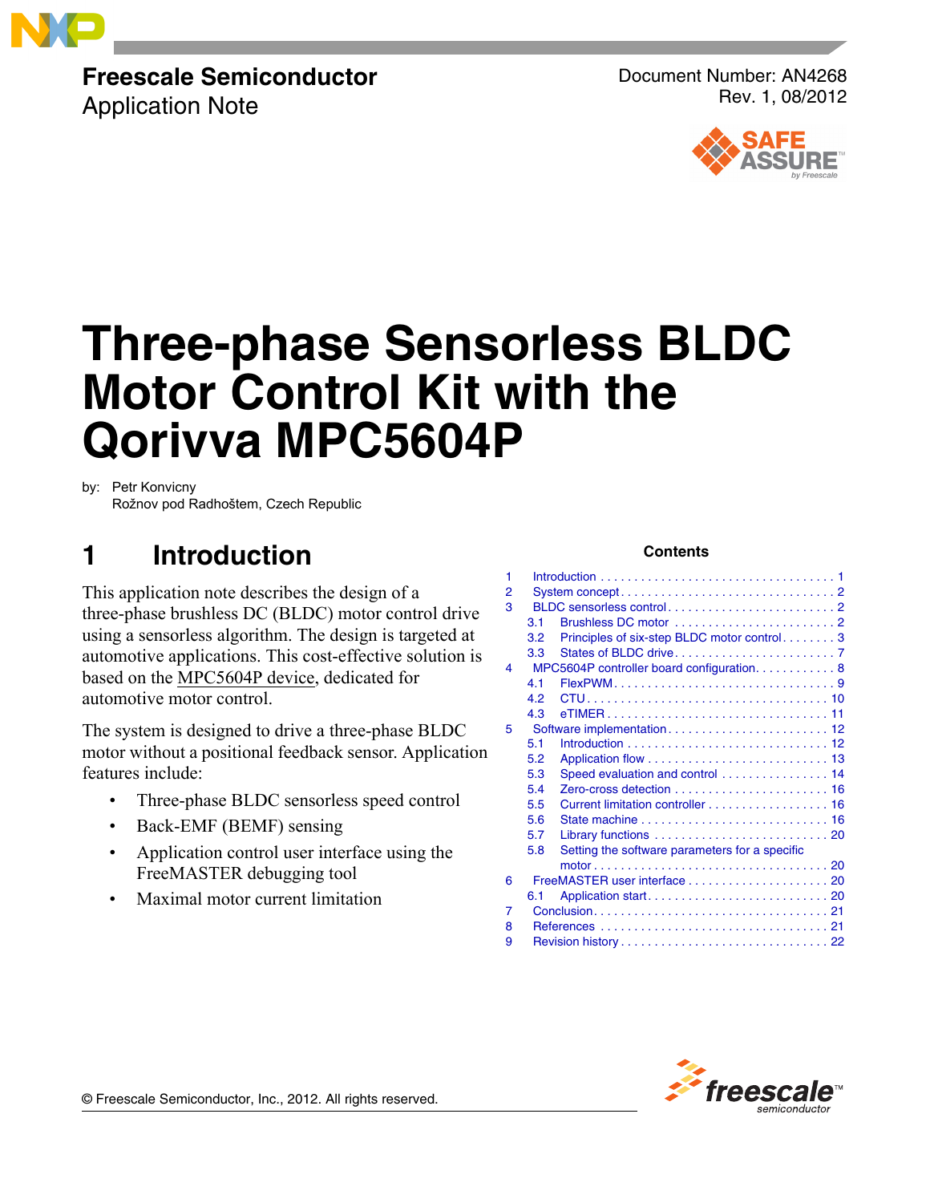Freescale Semiconductor
Application Note

Document Number: AN4268
Rev. 1, 08/2012

# Three-phase Sensorless BLDC Motor Control Kit with the Qorivva MPC5604P

by: Petr Konvicny
Rožnov pod Radhoštem, Czech Republic

## 1 Introduction

This application note describes the design of a three-phase brushless DC (BLDC) motor control drive using a sensorless algorithm. The design is targeted at automotive applications. This cost-effective solution is based on the MPC5604P device, dedicated for automotive motor control.

The system is designed to drive a three-phase BLDC motor without a positional feedback sensor. Application features include:

- Three-phase BLDC sensorless speed control
- Back-EMF (BEMF) sensing
- Application control user interface using the FreeMASTER debugging tool
- Maximal motor current limitation

**Contents**

| | | |
|---|---|---|
| 1 | Introduction | 1 |
| 2 | System concept | 2 |
| 3 | BLDC sensorless control | 2 |
| 3.1 | Brushless DC motor | 2 |
| 3.2 | Principles of six-step BLDC motor control | 3 |
| 3.3 | States of BLDC drive | 7 |
| 4 | MPC5604P controller board configuration | 8 |
| 4.1 | FlexPWM | 9 |
| 4.2 | CTU | 10 |
| 4.3 | eTIMER | 11 |
| 5 | Software implementation | 12 |
| 5.1 | Introduction | 12 |
| 5.2 | Application flow | 13 |
| 5.3 | Speed evaluation and control | 14 |
| 5.4 | Zero-cross detection | 16 |
| 5.5 | Current limitation controller | 16 |
| 5.6 | State machine | 16 |
| 5.7 | Library functions | 20 |
| 5.8 | Setting the software parameters for a specific motor | 20 |
| 6 | FreeMASTER user interface | 20 |
| 6.1 | Application start | 20 |
| 7 | Conclusion | 21 |
| 8 | References | 21 |
| 9 | Revision history | 22 |

© Freescale Semiconductor, Inc., 2012. All rights reserved.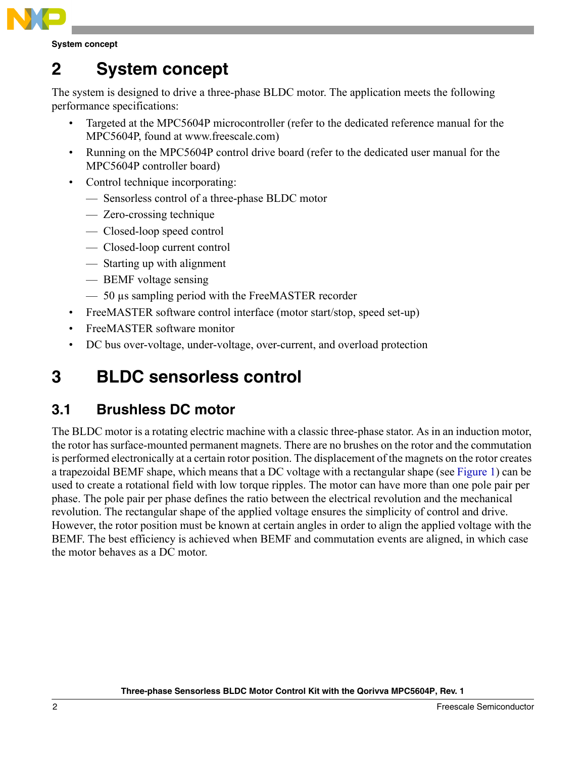## 2 System concept

The system is designed to drive a three-phase BLDC motor. The application meets the following performance specifications:

- Targeted at the MPC5604P microcontroller (refer to the dedicated reference manual for the MPC5604P, found at www.freescale.com)
- Running on the MPC5604P control drive board (refer to the dedicated user manual for the MPC5604P controller board)
- Control technique incorporating:
  - Sensorless control of a three-phase BLDC motor
  - Zero-crossing technique
  - Closed-loop speed control
  - Closed-loop current control
  - Starting up with alignment
  - BEMF voltage sensing
  - 50 µs sampling period with the FreeMASTER recorder
- FreeMASTER software control interface (motor start/stop, speed set-up)
- FreeMASTER software monitor
- DC bus over-voltage, under-voltage, over-current, and overload protection

## 3 BLDC sensorless control

### 3.1 Brushless DC motor

The BLDC motor is a rotating electric machine with a classic three-phase stator. As in an induction motor, the rotor has surface-mounted permanent magnets. There are no brushes on the rotor and the commutation is performed electronically at a certain rotor position. The displacement of the magnets on the rotor creates a trapezoidal BEMF shape, which means that a DC voltage with a rectangular shape (see Figure 1) can be used to create a rotational field with low torque ripples. The motor can have more than one pole pair per phase. The pole pair per phase defines the ratio between the electrical revolution and the mechanical revolution. The rectangular shape of the applied voltage ensures the simplicity of control and drive. However, the rotor position must be known at certain angles in order to align the applied voltage with the BEMF. The best efficiency is achieved when BEMF and commutation events are aligned, in which case the motor behaves as a DC motor.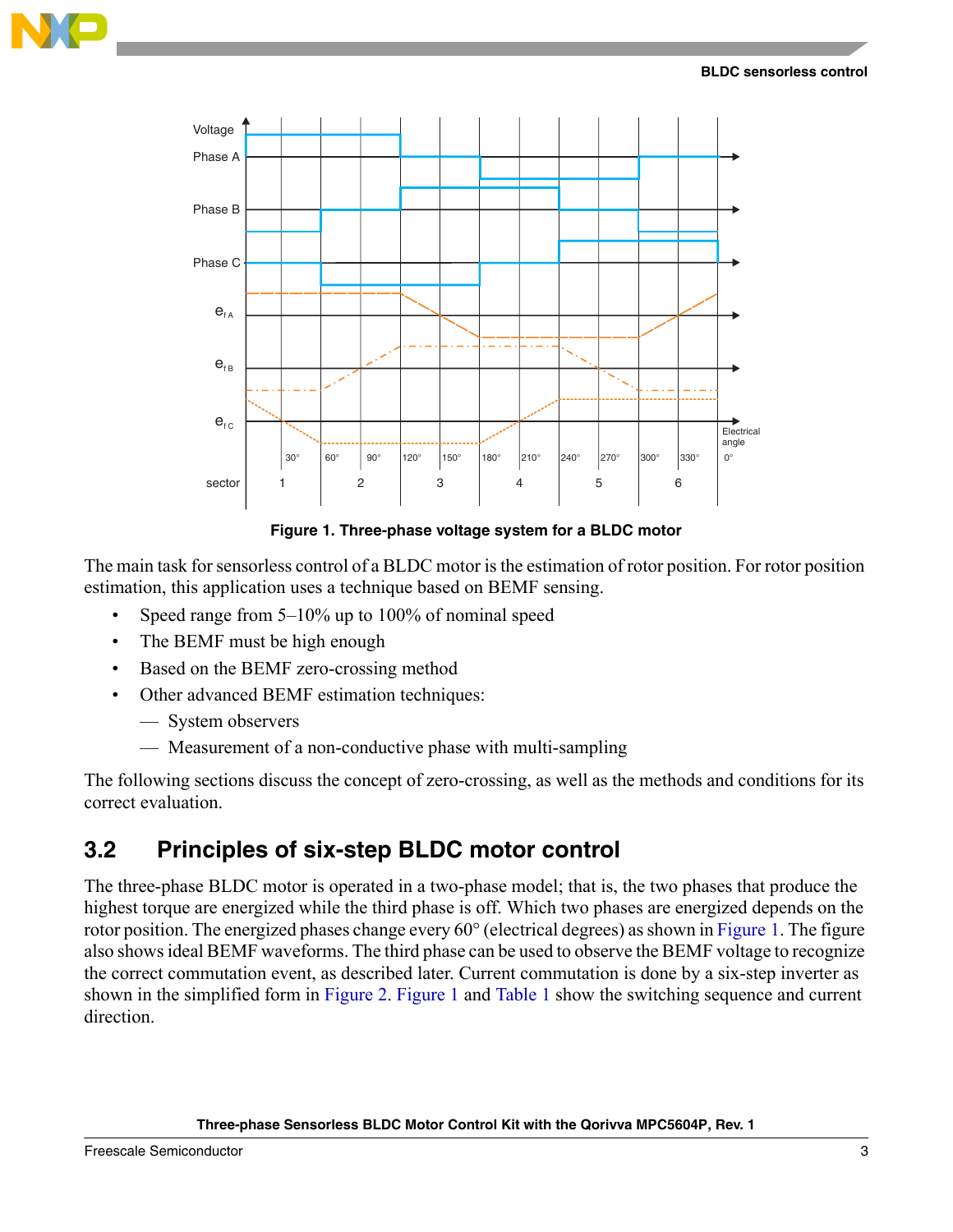Figure 1. Three-phase voltage system for a BLDC motor

The main task for sensorless control of a BLDC motor is the estimation of rotor position. For rotor position estimation, this application uses a technique based on BEMF sensing.

- Speed range from 5–10% up to 100% of nominal speed
- The BEMF must be high enough
- Based on the BEMF zero-crossing method
- Other advanced BEMF estimation techniques:
  - System observers
  - Measurement of a non-conductive phase with multi-sampling

The following sections discuss the concept of zero-crossing, as well as the methods and conditions for its correct evaluation.

## 3.2 Principles of six-step BLDC motor control

The three-phase BLDC motor is operated in a two-phase model; that is, the two phases that produce the highest torque are energized while the third phase is off. Which two phases are energized depends on the rotor position. The energized phases change every 60° (electrical degrees) as shown in Figure 1. The figure also shows ideal BEMF waveforms. The third phase can be used to observe the BEMF voltage to recognize the correct commutation event, as described later. Current commutation is done by a six-step inverter as shown in the simplified form in Figure 2. Figure 1 and Table 1 show the switching sequence and current direction.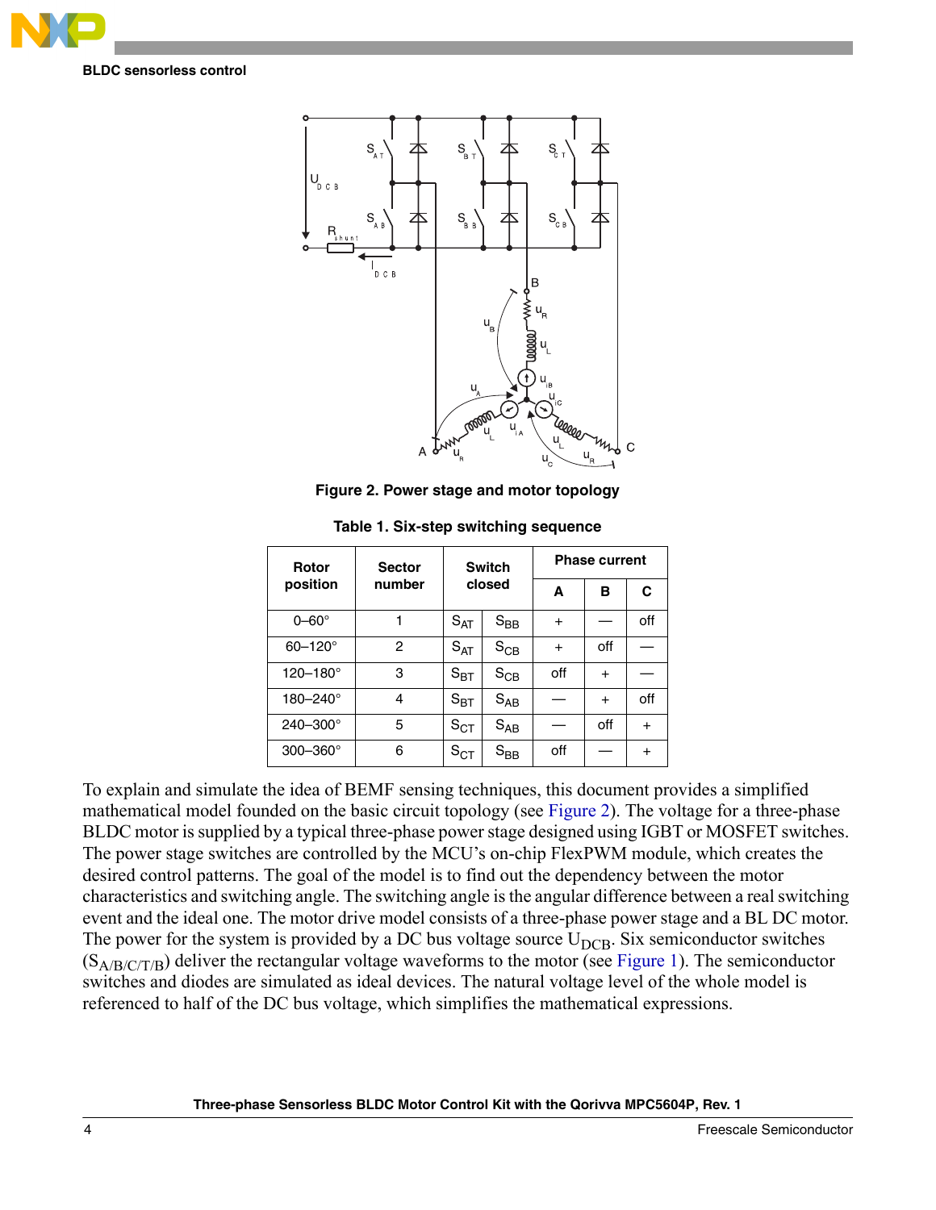Figure 2. Power stage and motor topology

Table 1. Six-step switching sequence

| Rotor position | Sector number | Switch closed | | Phase current | | |
|---|---|---|---|---|---|---|
| | | | | A | B | C |
| 0–60° | 1 | $S_{AT}$ | $S_{BB}$ | + | — | off |
| 60–120° | 2 | $S_{AT}$ | $S_{CB}$ | + | off | — |
| 120–180° | 3 | $S_{BT}$ | $S_{CB}$ | off | + | — |
| 180–240° | 4 | $S_{BT}$ | $S_{AB}$ | — | + | off |
| 240–300° | 5 | $S_{CT}$ | $S_{AB}$ | — | off | + |
| 300–360° | 6 | $S_{CT}$ | $S_{BB}$ | off | — | + |

To explain and simulate the idea of BEMF sensing techniques, this document provides a simplified mathematical model founded on the basic circuit topology (see Figure 2). The voltage for a three-phase BLDC motor is supplied by a typical three-phase power stage designed using IGBT or MOSFET switches. The power stage switches are controlled by the MCU's on-chip FlexPWM module, which creates the desired control patterns. The goal of the model is to find out the dependency between the motor characteristics and switching angle. The switching angle is the angular difference between a real switching event and the ideal one. The motor drive model consists of a three-phase power stage and a BL DC motor. The power for the system is provided by a DC bus voltage source $U_{DCB}$. Six semiconductor switches ($S_{A/B/C/T/B}$) deliver the rectangular voltage waveforms to the motor (see Figure 1). The semiconductor switches and diodes are simulated as ideal devices. The natural voltage level of the whole model is referenced to half of the DC bus voltage, which simplifies the mathematical expressions.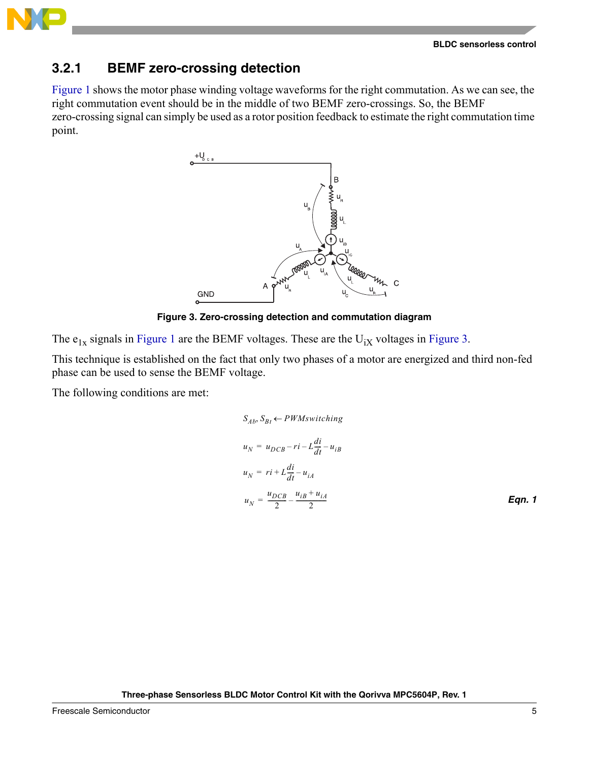### 3.2.1 BEMF zero-crossing detection

Figure 1 shows the motor phase winding voltage waveforms for the right commutation. As we can see, the right commutation event should be in the middle of two BEMF zero-crossings. So, the BEMF zero-crossing signal can simply be used as a rotor position feedback to estimate the right commutation time point.

**Figure 3. Zero-crossing detection and commutation diagram**

The $e_{1x}$ signals in Figure 1 are the BEMF voltages. These are the $U_{iX}$ voltages in Figure 3.

This technique is established on the fact that only two phases of a motor are energized and third non-fed phase can be used to sense the BEMF voltage.

The following conditions are met:

$$S_{Ab}, S_{Bt} \leftarrow PWMswitching$$

$$u_N = u_{DCB} - ri - L\frac{di}{dt} - u_{iB}$$

$$u_N = ri + L\frac{di}{dt} - u_{iA}$$

$$u_N = \frac{u_{DCB}}{2} - \frac{u_{iB} + u_{iA}}{2} \quad \textbf{Eqn. 1}$$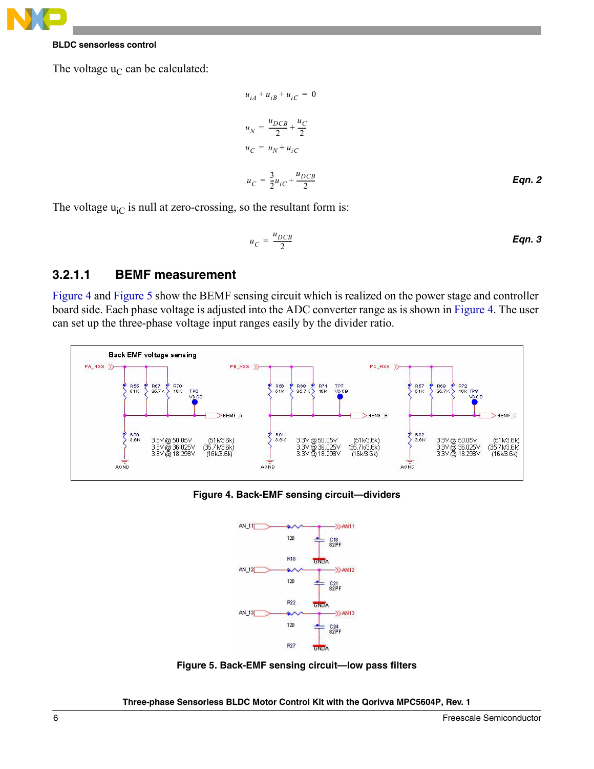The voltage $u_C$ can be calculated:

$$u_{iA} + u_{iB} + u_{iC} = 0$$

$$u_N = \frac{u_{DCB}}{2} + \frac{u_C}{2}$$

$$u_C = u_N + u_{iC}$$

$$u_C = \frac{3}{2}u_{iC} + \frac{u_{DCB}}{2} \qquad \textit{Eqn. 2}$$

The voltage $u_{iC}$ is null at zero-crossing, so the resultant form is:

$$u_C = \frac{u_{DCB}}{2} \qquad \textit{Eqn. 3}$$

### 3.2.1.1 BEMF measurement

Figure 4 and Figure 5 show the BEMF sensing circuit which is realized on the power stage and controller board side. Each phase voltage is adjusted into the ADC converter range as is shown in Figure 4. The user can set up the three-phase voltage input ranges easily by the divider ratio.

**Figure 4. Back-EMF sensing circuit—dividers**

**Figure 5. Back-EMF sensing circuit—low pass filters**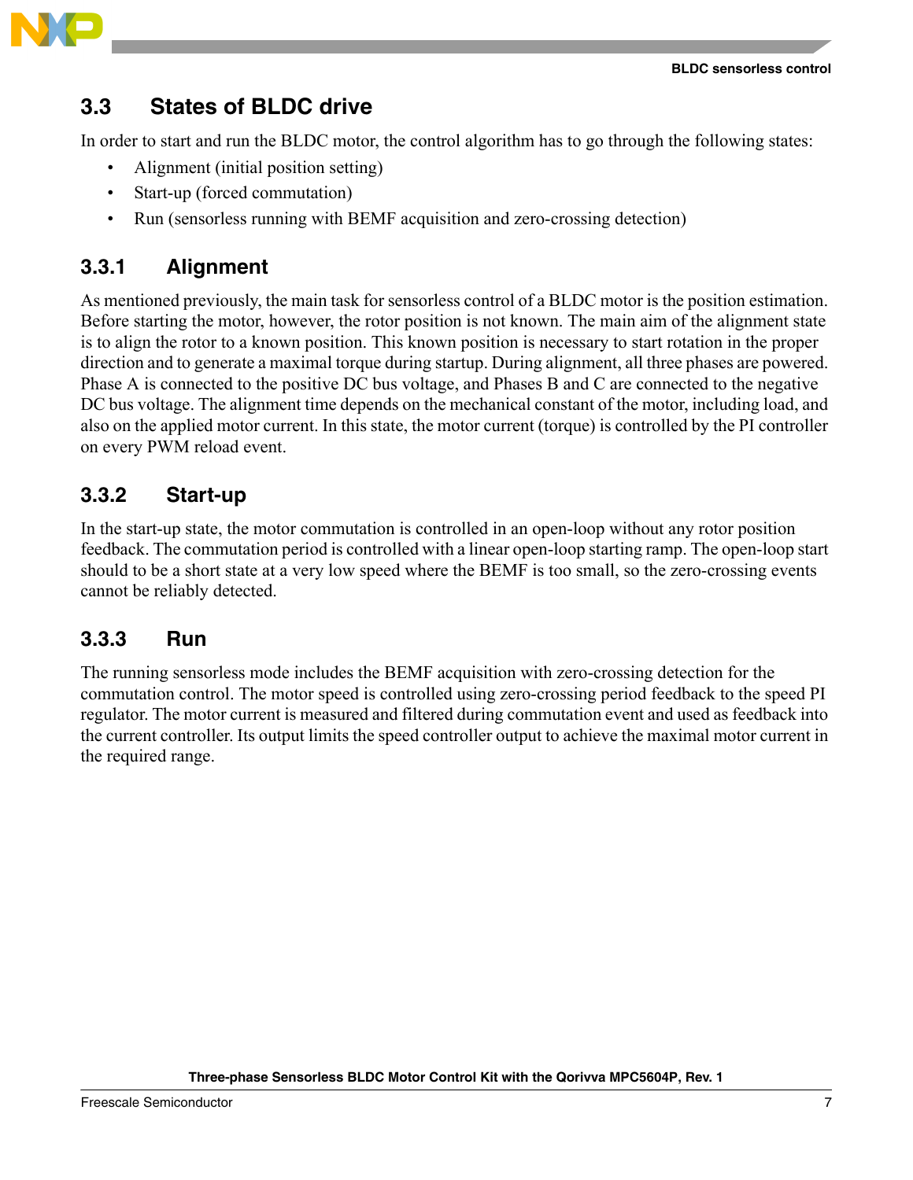## 3.3 States of BLDC drive

In order to start and run the BLDC motor, the control algorithm has to go through the following states:

- Alignment (initial position setting)
- Start-up (forced commutation)
- Run (sensorless running with BEMF acquisition and zero-crossing detection)

### 3.3.1 Alignment

As mentioned previously, the main task for sensorless control of a BLDC motor is the position estimation. Before starting the motor, however, the rotor position is not known. The main aim of the alignment state is to align the rotor to a known position. This known position is necessary to start rotation in the proper direction and to generate a maximal torque during startup. During alignment, all three phases are powered. Phase A is connected to the positive DC bus voltage, and Phases B and C are connected to the negative DC bus voltage. The alignment time depends on the mechanical constant of the motor, including load, and also on the applied motor current. In this state, the motor current (torque) is controlled by the PI controller on every PWM reload event.

### 3.3.2 Start-up

In the start-up state, the motor commutation is controlled in an open-loop without any rotor position feedback. The commutation period is controlled with a linear open-loop starting ramp. The open-loop start should to be a short state at a very low speed where the BEMF is too small, so the zero-crossing events cannot be reliably detected.

### 3.3.3 Run

The running sensorless mode includes the BEMF acquisition with zero-crossing detection for the commutation control. The motor speed is controlled using zero-crossing period feedback to the speed PI regulator. The motor current is measured and filtered during commutation event and used as feedback into the current controller. Its output limits the speed controller output to achieve the maximal motor current in the required range.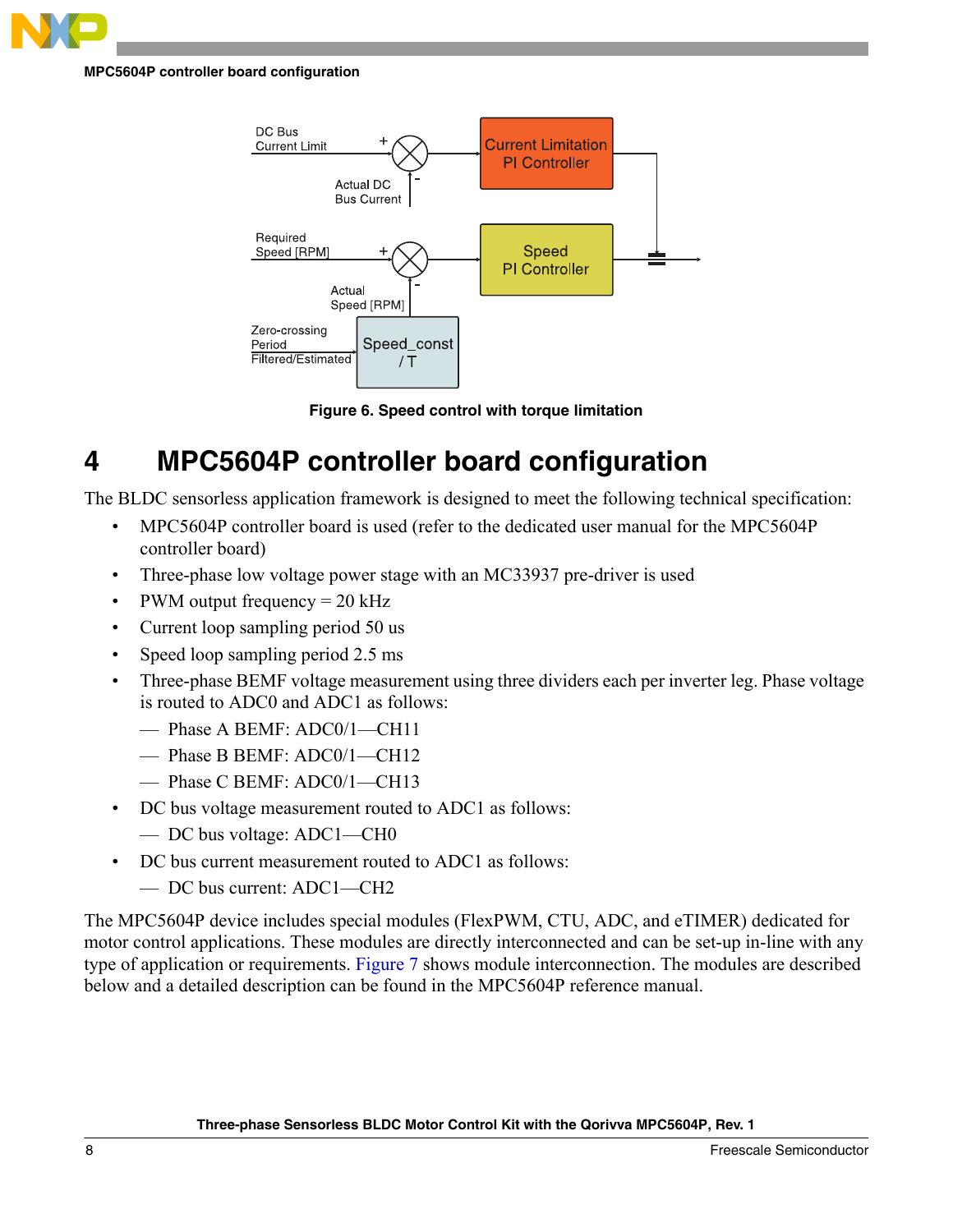Figure 6. Speed control with torque limitation

# 4 MPC5604P controller board configuration

The BLDC sensorless application framework is designed to meet the following technical specification:

- MPC5604P controller board is used (refer to the dedicated user manual for the MPC5604P controller board)
- Three-phase low voltage power stage with an MC33937 pre-driver is used
- PWM output frequency = 20 kHz
- Current loop sampling period 50 us
- Speed loop sampling period 2.5 ms
- Three-phase BEMF voltage measurement using three dividers each per inverter leg. Phase voltage is routed to ADC0 and ADC1 as follows:
  - Phase A BEMF: ADC0/1—CH11
  - Phase B BEMF: ADC0/1—CH12
  - Phase C BEMF: ADC0/1—CH13
- DC bus voltage measurement routed to ADC1 as follows:
  - DC bus voltage: ADC1—CH0
- DC bus current measurement routed to ADC1 as follows:
  - DC bus current: ADC1—CH2

The MPC5604P device includes special modules (FlexPWM, CTU, ADC, and eTIMER) dedicated for motor control applications. These modules are directly interconnected and can be set-up in-line with any type of application or requirements. Figure 7 shows module interconnection. The modules are described below and a detailed description can be found in the MPC5604P reference manual.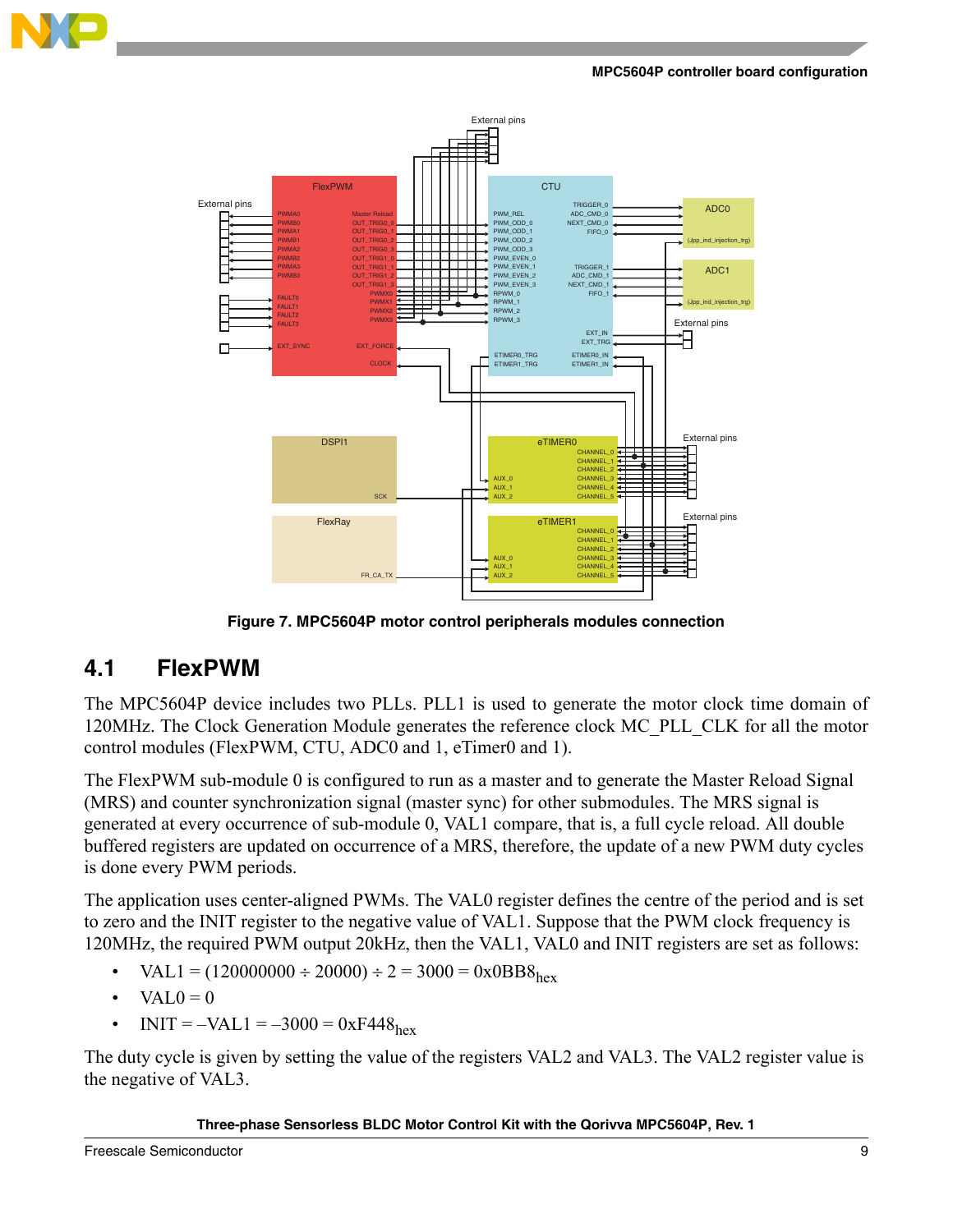Figure 7. MPC5604P motor control peripherals modules connection

## 4.1 FlexPWM

The MPC5604P device includes two PLLs. PLL1 is used to generate the motor clock time domain of 120MHz. The Clock Generation Module generates the reference clock MC_PLL_CLK for all the motor control modules (FlexPWM, CTU, ADC0 and 1, eTimer0 and 1).

The FlexPWM sub-module 0 is configured to run as a master and to generate the Master Reload Signal (MRS) and counter synchronization signal (master sync) for other submodules. The MRS signal is generated at every occurrence of sub-module 0, VAL1 compare, that is, a full cycle reload. All double buffered registers are updated on occurrence of a MRS, therefore, the update of a new PWM duty cycles is done every PWM periods.

The application uses center-aligned PWMs. The VAL0 register defines the centre of the period and is set to zero and the INIT register to the negative value of VAL1. Suppose that the PWM clock frequency is 120MHz, the required PWM output 20kHz, then the VAL1, VAL0 and INIT registers are set as follows:

- $VAL1 = (120000000 \div 20000) \div 2 = 3000 = 0x0BB8_{hex}$
- $VAL0 = 0$
- $INIT = -VAL1 = -3000 = 0xF448_{hex}$

The duty cycle is given by setting the value of the registers VAL2 and VAL3. The VAL2 register value is the negative of VAL3.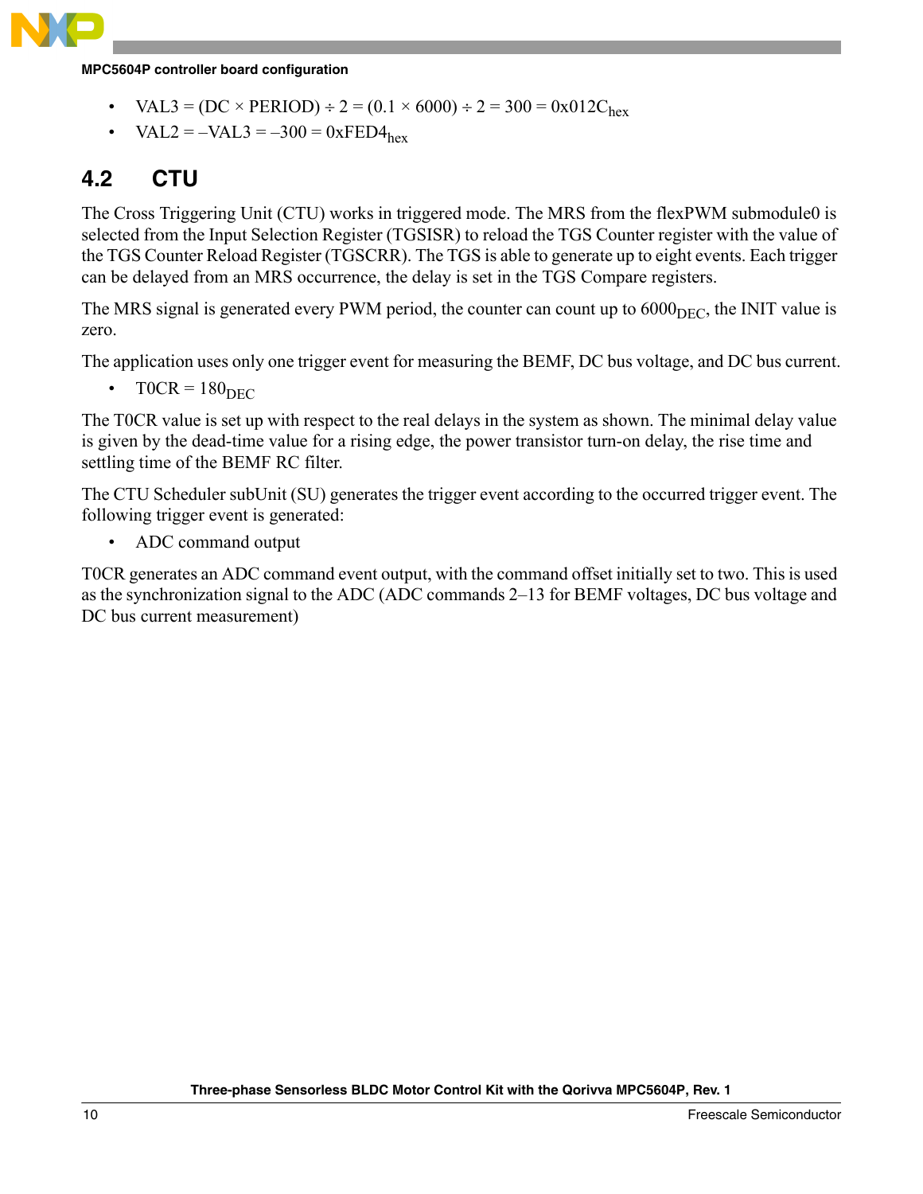- VAL3 = (DC × PERIOD) ÷ 2 = (0.1 × 6000) ÷ 2 = 300 = $0x012C_{hex}$
- VAL2 = –VAL3 = –300 = $0xFED4_{hex}$

## 4.2 CTU

The Cross Triggering Unit (CTU) works in triggered mode. The MRS from the flexPWM submodule0 is selected from the Input Selection Register (TGSISR) to reload the TGS Counter register with the value of the TGS Counter Reload Register (TGSCRR). The TGS is able to generate up to eight events. Each trigger can be delayed from an MRS occurrence, the delay is set in the TGS Compare registers.

The MRS signal is generated every PWM period, the counter can count up to $6000_{DEC}$, the INIT value is zero.

The application uses only one trigger event for measuring the BEMF, DC bus voltage, and DC bus current.

- T0CR = $180_{DEC}$

The T0CR value is set up with respect to the real delays in the system as shown. The minimal delay value is given by the dead-time value for a rising edge, the power transistor turn-on delay, the rise time and settling time of the BEMF RC filter.

The CTU Scheduler subUnit (SU) generates the trigger event according to the occurred trigger event. The following trigger event is generated:

- ADC command output

T0CR generates an ADC command event output, with the command offset initially set to two. This is used as the synchronization signal to the ADC (ADC commands 2–13 for BEMF voltages, DC bus voltage and DC bus current measurement)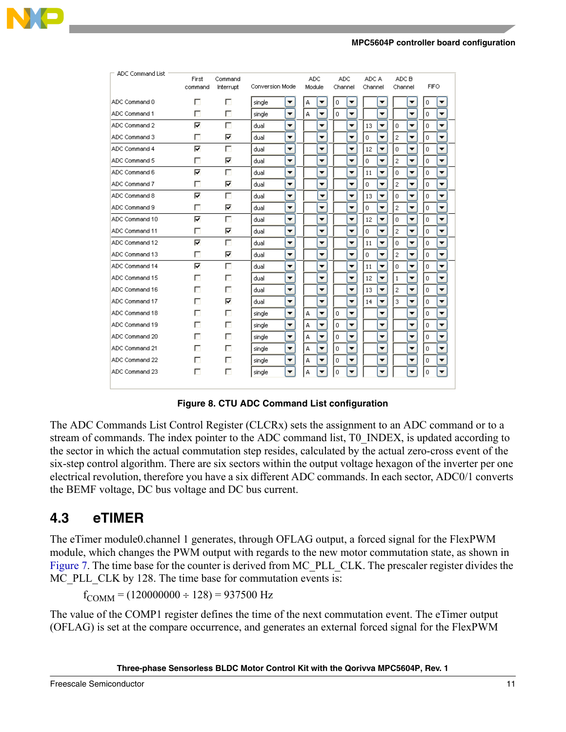| ADC Command List | First command | Command Interrupt | Conversion Mode | ADC Module | ADC Channel | ADC A Channel | ADC B Channel | FIFO |
|---|---|---|---|---|---|---|---|---|
| ADC Command 0 | ☐ | ☐ | single | A | 0 | | | 0 |
| ADC Command 1 | ☐ | ☐ | single | A | 0 | | | 0 |
| ADC Command 2 | ☑ | ☐ | dual | | | 13 | 0 | 0 |
| ADC Command 3 | ☐ | ☑ | dual | | | 0 | 2 | 0 |
| ADC Command 4 | ☑ | ☐ | dual | | | 12 | 0 | 0 |
| ADC Command 5 | ☐ | ☑ | dual | | | 0 | 2 | 0 |
| ADC Command 6 | ☑ | ☐ | dual | | | 11 | 0 | 0 |
| ADC Command 7 | ☐ | ☑ | dual | | | 0 | 2 | 0 |
| ADC Command 8 | ☑ | ☐ | dual | | | 13 | 0 | 0 |
| ADC Command 9 | ☐ | ☑ | dual | | | 0 | 2 | 0 |
| ADC Command 10 | ☑ | ☐ | dual | | | 12 | 0 | 0 |
| ADC Command 11 | ☐ | ☑ | dual | | | 0 | 2 | 0 |
| ADC Command 12 | ☑ | ☐ | dual | | | 11 | 0 | 0 |
| ADC Command 13 | ☐ | ☑ | dual | | | 0 | 2 | 0 |
| ADC Command 14 | ☑ | ☐ | dual | | | 11 | 0 | 0 |
| ADC Command 15 | ☐ | ☐ | dual | | | 12 | 1 | 0 |
| ADC Command 16 | ☐ | ☐ | dual | | | 13 | 2 | 0 |
| ADC Command 17 | ☐ | ☑ | dual | | | 14 | 3 | 0 |
| ADC Command 18 | ☐ | ☐ | single | A | 0 | | | 0 |
| ADC Command 19 | ☐ | ☐ | single | A | 0 | | | 0 |
| ADC Command 20 | ☐ | ☐ | single | A | 0 | | | 0 |
| ADC Command 21 | ☐ | ☐ | single | A | 0 | | | 0 |
| ADC Command 22 | ☐ | ☐ | single | A | 0 | | | 0 |
| ADC Command 23 | ☐ | ☐ | single | A | 0 | | | 0 |

**Figure 8. CTU ADC Command List configuration**

The ADC Commands List Control Register (CLCRx) sets the assignment to an ADC command or to a stream of commands. The index pointer to the ADC command list, T0_INDEX, is updated according to the sector in which the actual commutation step resides, calculated by the actual zero-cross event of the six-step control algorithm. There are six sectors within the output voltage hexagon of the inverter per one electrical revolution, therefore you have a six different ADC commands. In each sector, ADC0/1 converts the BEMF voltage, DC bus voltage and DC bus current.

## 4.3 eTIMER

The eTimer module0.channel 1 generates, through OFLAG output, a forced signal for the FlexPWM module, which changes the PWM output with regards to the new motor commutation state, as shown in Figure 7. The time base for the counter is derived from MC_PLL_CLK. The prescaler register divides the MC_PLL_CLK by 128. The time base for commutation events is:

$$f_{COMM} = (120000000 \div 128) = 937500 \text{ Hz}$$

The value of the COMP1 register defines the time of the next commutation event. The eTimer output (OFLAG) is set at the compare occurrence, and generates an external forced signal for the FlexPWM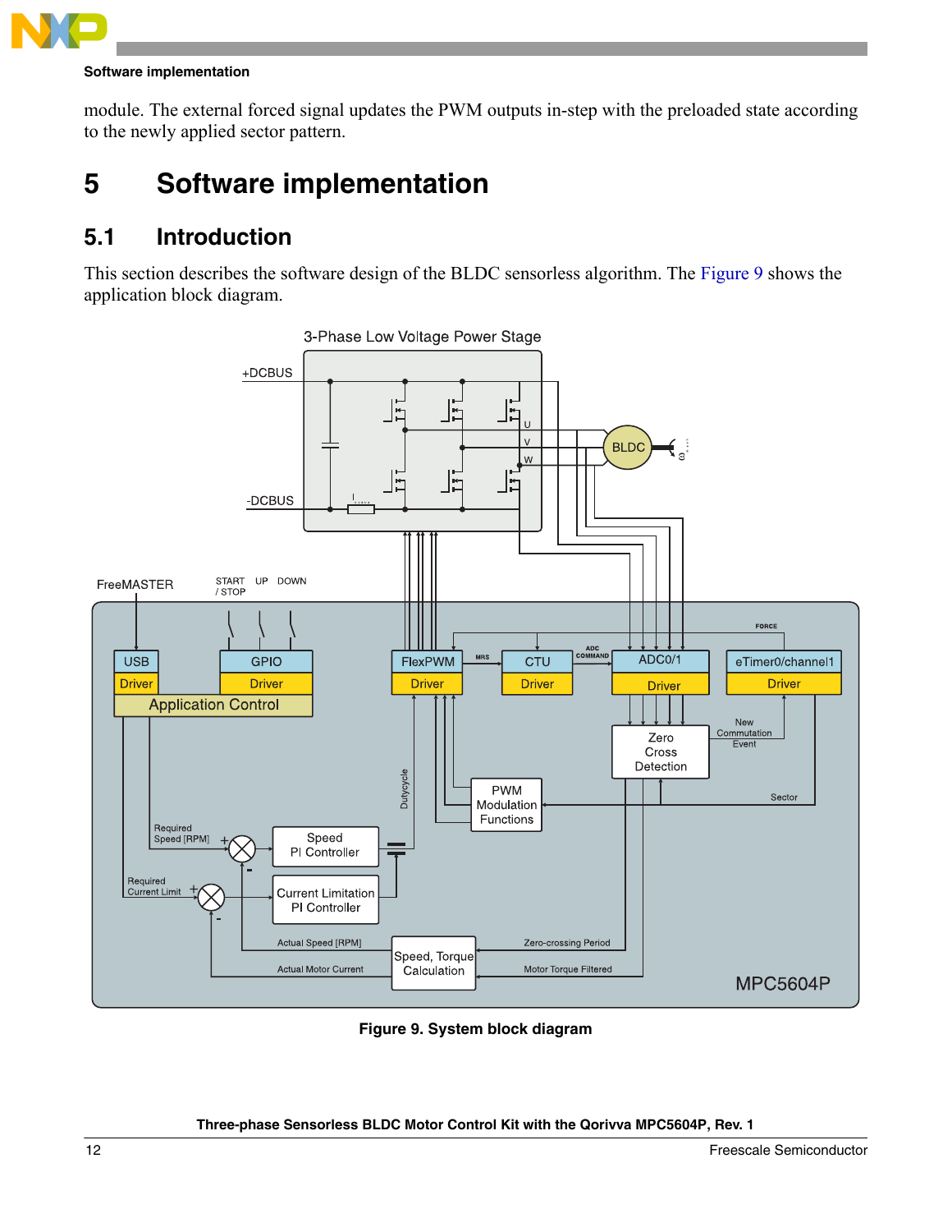module. The external forced signal updates the PWM outputs in-step with the preloaded state according to the newly applied sector pattern.

# 5 Software implementation

## 5.1 Introduction

This section describes the software design of the BLDC sensorless algorithm. The Figure 9 shows the application block diagram.

**Figure 9. System block diagram**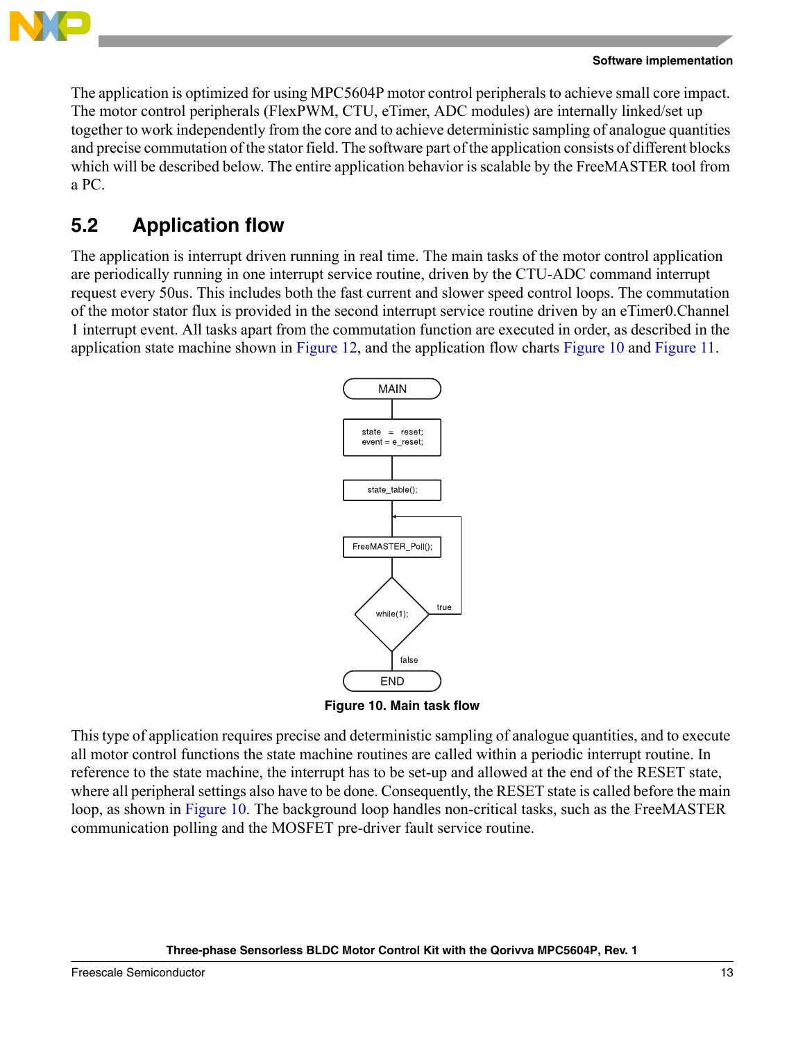The application is optimized for using MPC5604P motor control peripherals to achieve small core impact. The motor control peripherals (FlexPWM, CTU, eTimer, ADC modules) are internally linked/set up together to work independently from the core and to achieve deterministic sampling of analogue quantities and precise commutation of the stator field. The software part of the application consists of different blocks which will be described below. The entire application behavior is scalable by the FreeMASTER tool from a PC.

## 5.2 Application flow

The application is interrupt driven running in real time. The main tasks of the motor control application are periodically running in one interrupt service routine, driven by the CTU-ADC command interrupt request every 50us. This includes both the fast current and slower speed control loops. The commutation of the motor stator flux is provided in the second interrupt service routine driven by an eTimer0.Channel 1 interrupt event. All tasks apart from the commutation function are executed in order, as described in the application state machine shown in Figure 12, and the application flow charts Figure 10 and Figure 11.

MAIN

state = reset;
event = e_reset;

state_table();

FreeMASTER_Poll();

while(1);

true

false

END

**Figure 10. Main task flow**

This type of application requires precise and deterministic sampling of analogue quantities, and to execute all motor control functions the state machine routines are called within a periodic interrupt routine. In reference to the state machine, the interrupt has to be set-up and allowed at the end of the RESET state, where all peripheral settings also have to be done. Consequently, the RESET state is called before the main loop, as shown in Figure 10. The background loop handles non-critical tasks, such as the FreeMASTER communication polling and the MOSFET pre-driver fault service routine.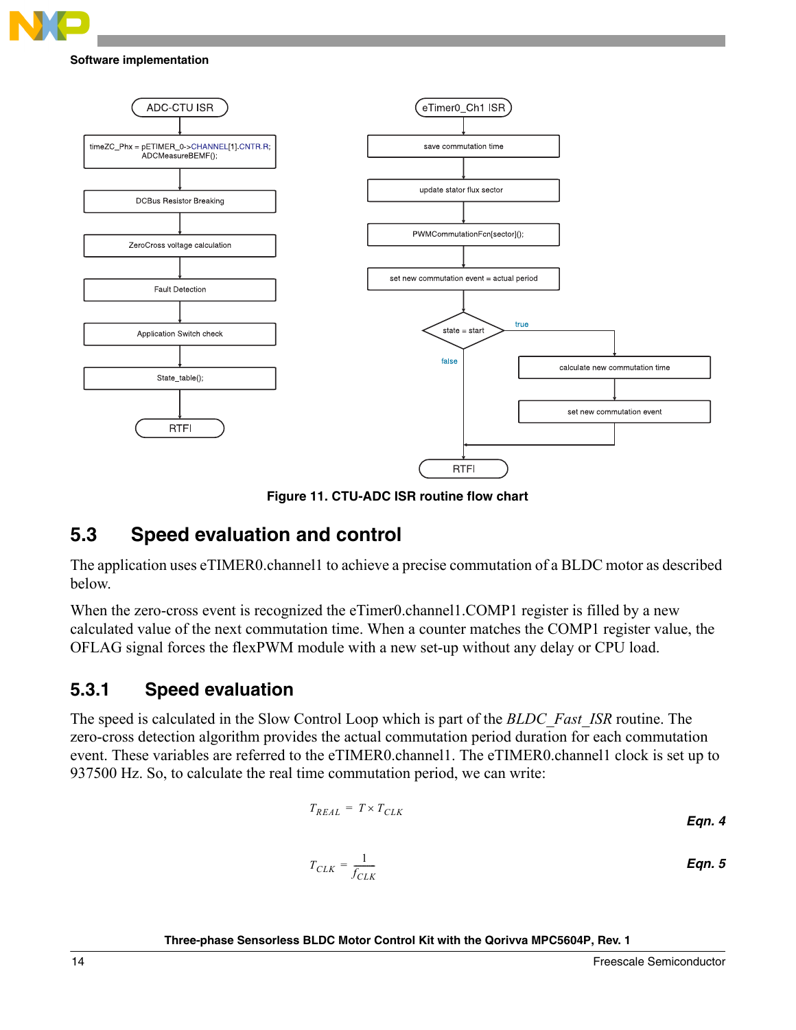Figure 11. CTU-ADC ISR routine flow chart

## 5.3 Speed evaluation and control

The application uses eTIMER0.channel1 to achieve a precise commutation of a BLDC motor as described below.

When the zero-cross event is recognized the eTimer0.channel1.COMP1 register is filled by a new calculated value of the next commutation time. When a counter matches the COMP1 register value, the OFLAG signal forces the flexPWM module with a new set-up without any delay or CPU load.

### 5.3.1 Speed evaluation

The speed is calculated in the Slow Control Loop which is part of the *BLDC_Fast_ISR* routine. The zero-cross detection algorithm provides the actual commutation period duration for each commutation event. These variables are referred to the eTIMER0.channel1. The eTIMER0.channel1 clock is set up to 937500 Hz. So, to calculate the real time commutation period, we can write:

$$T_{REAL} = T \times T_{CLK} \qquad \textbf{Eqn. 4}$$

$$T_{CLK} = \frac{1}{f_{CLK}} \qquad \textbf{Eqn. 5}$$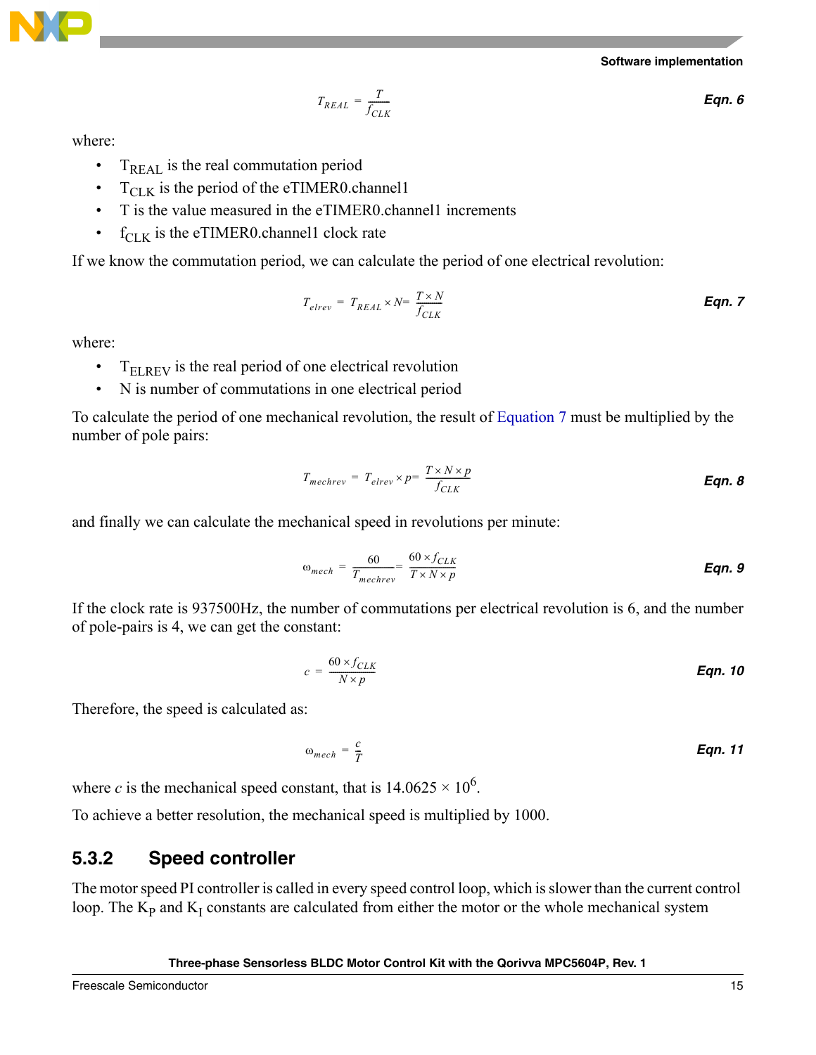$$T_{REAL} = \frac{T}{f_{CLK}} \qquad \textbf{Eqn. 6}$$

where:

- $T_{REAL}$ is the real commutation period
- $T_{CLK}$ is the period of the eTIMER0.channel1
- T is the value measured in the eTIMER0.channel1 increments
- $f_{CLK}$ is the eTIMER0.channel1 clock rate

If we know the commutation period, we can calculate the period of one electrical revolution:

$$T_{elrev} = T_{REAL} \times N = \frac{T \times N}{f_{CLK}} \qquad \textbf{Eqn. 7}$$

where:

- $T_{ELREV}$ is the real period of one electrical revolution
- N is number of commutations in one electrical period

To calculate the period of one mechanical revolution, the result of Equation 7 must be multiplied by the number of pole pairs:

$$T_{mechrev} = T_{elrev} \times p = \frac{T \times N \times p}{f_{CLK}} \qquad \textbf{Eqn. 8}$$

and finally we can calculate the mechanical speed in revolutions per minute:

$$\omega_{mech} = \frac{60}{T_{mechrev}} = \frac{60 \times f_{CLK}}{T \times N \times p} \qquad \textbf{Eqn. 9}$$

If the clock rate is 937500Hz, the number of commutations per electrical revolution is 6, and the number of pole-pairs is 4, we can get the constant:

$$c = \frac{60 \times f_{CLK}}{N \times p} \qquad \textbf{Eqn. 10}$$

Therefore, the speed is calculated as:

$$\omega_{mech} = \frac{c}{T} \qquad \textbf{Eqn. 11}$$

where *c* is the mechanical speed constant, that is $14.0625 \times 10^6$.

To achieve a better resolution, the mechanical speed is multiplied by 1000.

### 5.3.2 Speed controller

The motor speed PI controller is called in every speed control loop, which is slower than the current control loop. The $K_P$ and $K_I$ constants are calculated from either the motor or the whole mechanical system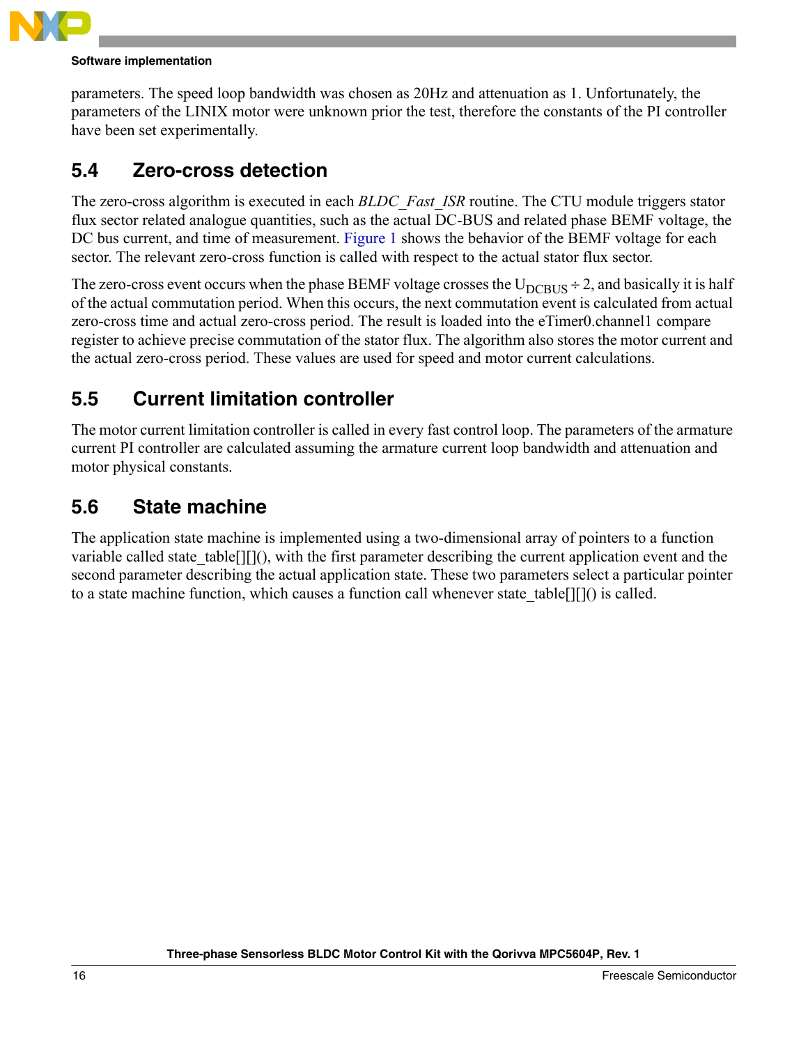parameters. The speed loop bandwidth was chosen as 20Hz and attenuation as 1. Unfortunately, the parameters of the LINIX motor were unknown prior the test, therefore the constants of the PI controller have been set experimentally.

## 5.4 Zero-cross detection

The zero-cross algorithm is executed in each *BLDC_Fast_ISR* routine. The CTU module triggers stator flux sector related analogue quantities, such as the actual DC-BUS and related phase BEMF voltage, the DC bus current, and time of measurement. Figure 1 shows the behavior of the BEMF voltage for each sector. The relevant zero-cross function is called with respect to the actual stator flux sector.

The zero-cross event occurs when the phase BEMF voltage crosses the $U_{DCBUS} \div 2$, and basically it is half of the actual commutation period. When this occurs, the next commutation event is calculated from actual zero-cross time and actual zero-cross period. The result is loaded into the eTimer0.channel1 compare register to achieve precise commutation of the stator flux. The algorithm also stores the motor current and the actual zero-cross period. These values are used for speed and motor current calculations.

## 5.5 Current limitation controller

The motor current limitation controller is called in every fast control loop. The parameters of the armature current PI controller are calculated assuming the armature current loop bandwidth and attenuation and motor physical constants.

## 5.6 State machine

The application state machine is implemented using a two-dimensional array of pointers to a function variable called state_table[][](), with the first parameter describing the current application event and the second parameter describing the actual application state. These two parameters select a particular pointer to a state machine function, which causes a function call whenever state_table[][]() is called.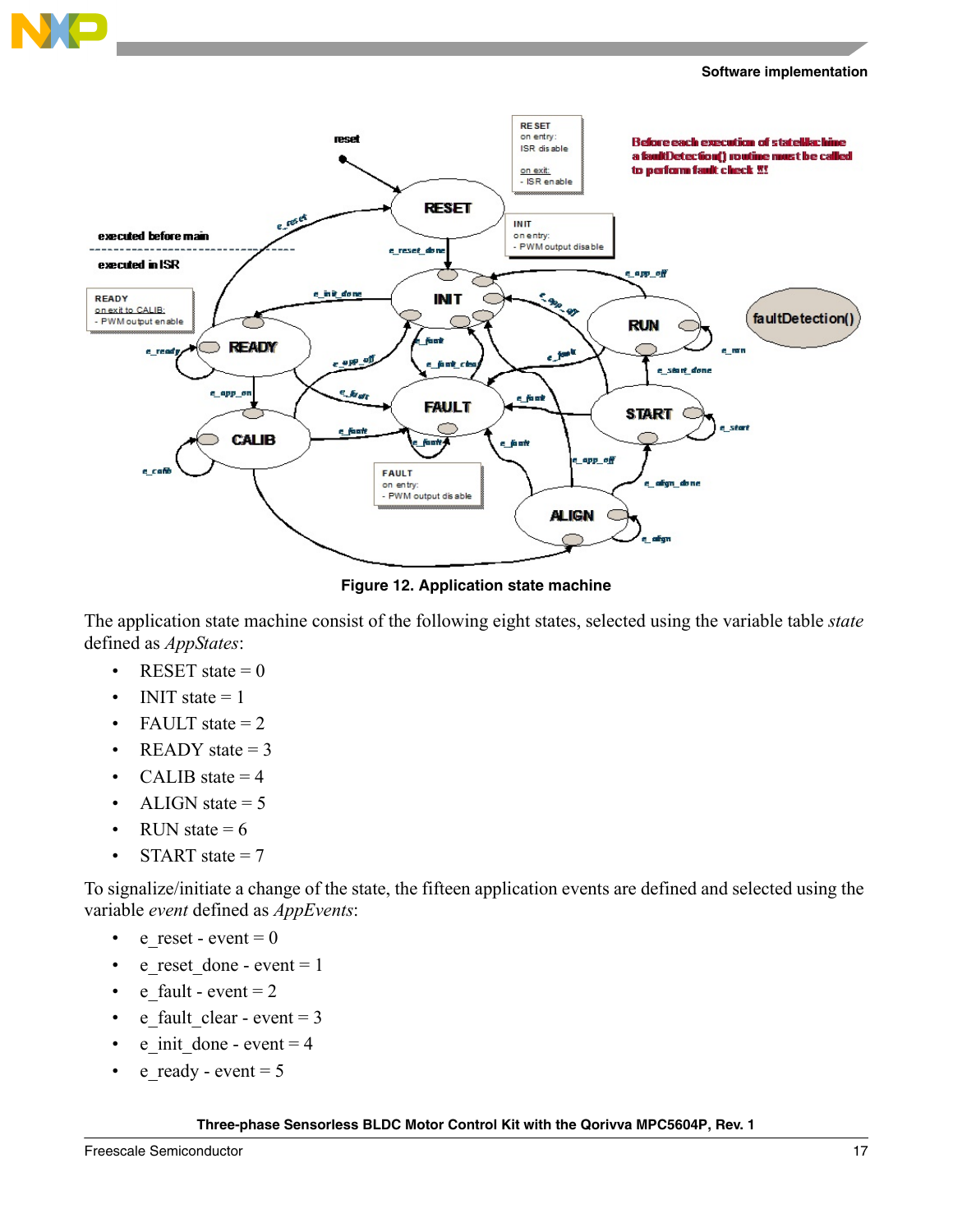Figure 12. Application state machine

The application state machine consist of the following eight states, selected using the variable table *state* defined as *AppStates*:

- RESET state = 0
- INIT state = 1
- FAULT state = 2
- READY state = 3
- CALIB state = 4
- ALIGN state = 5
- RUN state = 6
- START state = 7

To signalize/initiate a change of the state, the fifteen application events are defined and selected using the variable *event* defined as *AppEvents*:

- e_reset - event = 0
- e_reset_done - event = 1
- e_fault - event = 2
- e_fault_clear - event = 3
- e_init_done - event = 4
- e_ready - event = 5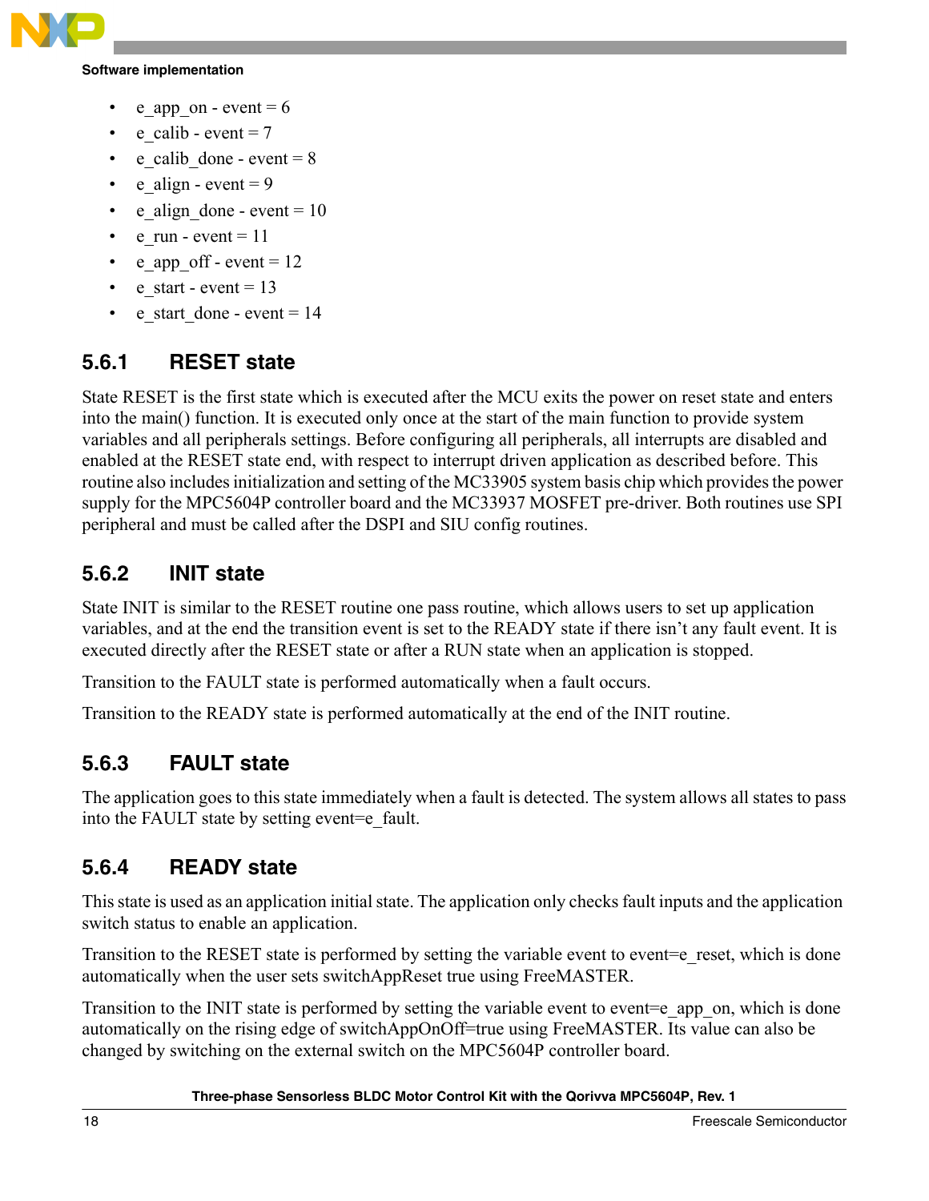- e_app_on - event = 6
- e_calib - event = 7
- e_calib_done - event = 8
- e_align - event = 9
- e_align_done - event = 10
- e_run - event = 11
- e_app_off - event = 12
- e_start - event = 13
- e_start_done - event = 14

### 5.6.1 RESET state

State RESET is the first state which is executed after the MCU exits the power on reset state and enters into the main() function. It is executed only once at the start of the main function to provide system variables and all peripherals settings. Before configuring all peripherals, all interrupts are disabled and enabled at the RESET state end, with respect to interrupt driven application as described before. This routine also includes initialization and setting of the MC33905 system basis chip which provides the power supply for the MPC5604P controller board and the MC33937 MOSFET pre-driver. Both routines use SPI peripheral and must be called after the DSPI and SIU config routines.

### 5.6.2 INIT state

State INIT is similar to the RESET routine one pass routine, which allows users to set up application variables, and at the end the transition event is set to the READY state if there isn't any fault event. It is executed directly after the RESET state or after a RUN state when an application is stopped.

Transition to the FAULT state is performed automatically when a fault occurs.

Transition to the READY state is performed automatically at the end of the INIT routine.

### 5.6.3 FAULT state

The application goes to this state immediately when a fault is detected. The system allows all states to pass into the FAULT state by setting event=e_fault.

### 5.6.4 READY state

This state is used as an application initial state. The application only checks fault inputs and the application switch status to enable an application.

Transition to the RESET state is performed by setting the variable event to event=e_reset, which is done automatically when the user sets switchAppReset true using FreeMASTER.

Transition to the INIT state is performed by setting the variable event to event=e_app_on, which is done automatically on the rising edge of switchAppOnOff=true using FreeMASTER. Its value can also be changed by switching on the external switch on the MPC5604P controller board.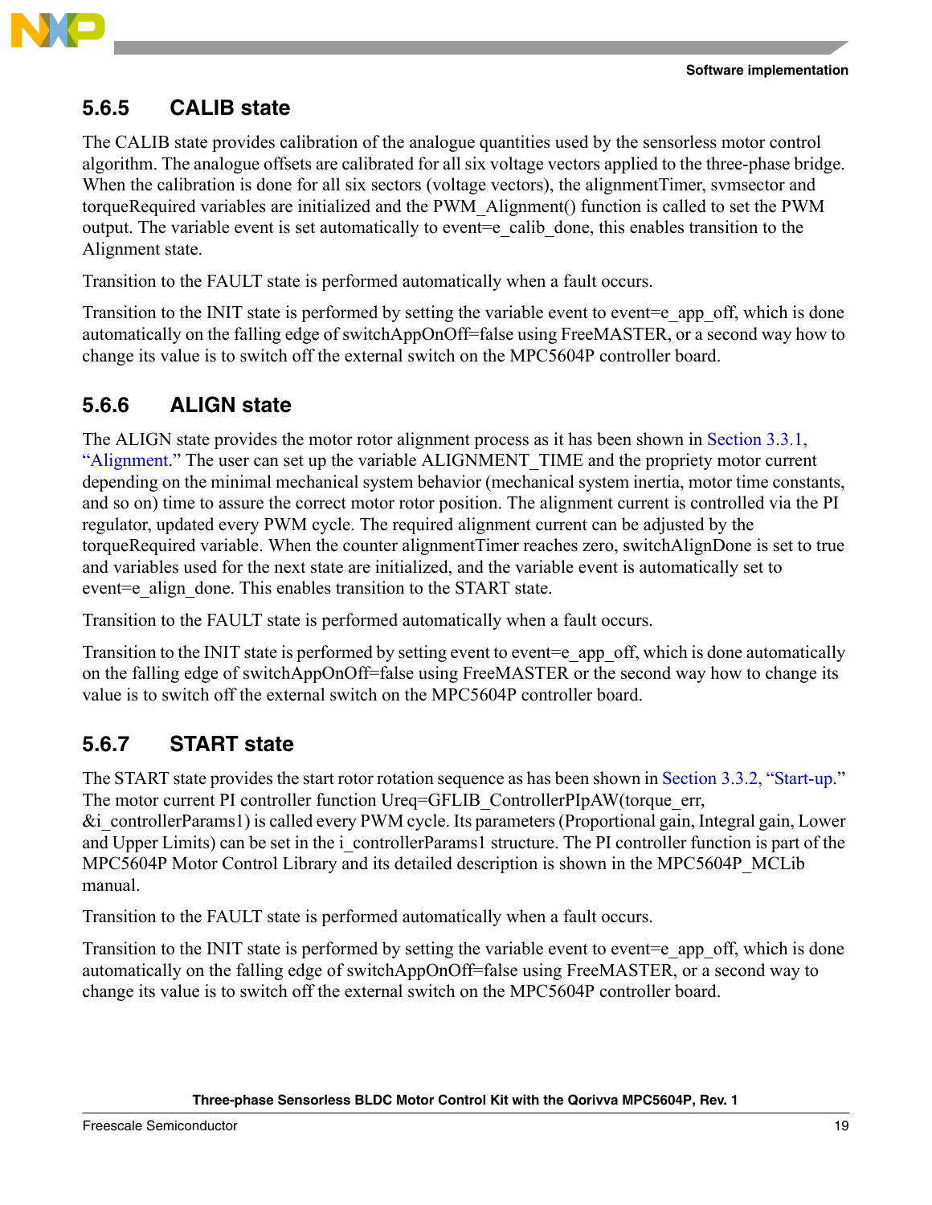### 5.6.5 CALIB state

The CALIB state provides calibration of the analogue quantities used by the sensorless motor control algorithm. The analogue offsets are calibrated for all six voltage vectors applied to the three-phase bridge. When the calibration is done for all six sectors (voltage vectors), the alignmentTimer, svmsector and torqueRequired variables are initialized and the PWM_Alignment() function is called to set the PWM output. The variable event is set automatically to event=e_calib_done, this enables transition to the Alignment state.

Transition to the FAULT state is performed automatically when a fault occurs.

Transition to the INIT state is performed by setting the variable event to event=e_app_off, which is done automatically on the falling edge of switchAppOnOff=false using FreeMASTER, or a second way how to change its value is to switch off the external switch on the MPC5604P controller board.

### 5.6.6 ALIGN state

The ALIGN state provides the motor rotor alignment process as it has been shown in Section 3.3.1, "Alignment." The user can set up the variable ALIGNMENT_TIME and the propriety motor current depending on the minimal mechanical system behavior (mechanical system inertia, motor time constants, and so on) time to assure the correct motor rotor position. The alignment current is controlled via the PI regulator, updated every PWM cycle. The required alignment current can be adjusted by the torqueRequired variable. When the counter alignmentTimer reaches zero, switchAlignDone is set to true and variables used for the next state are initialized, and the variable event is automatically set to event=e_align_done. This enables transition to the START state.

Transition to the FAULT state is performed automatically when a fault occurs.

Transition to the INIT state is performed by setting event to event=e_app_off, which is done automatically on the falling edge of switchAppOnOff=false using FreeMASTER or the second way how to change its value is to switch off the external switch on the MPC5604P controller board.

### 5.6.7 START state

The START state provides the start rotor rotation sequence as has been shown in Section 3.3.2, "Start-up." The motor current PI controller function Ureq=GFLIB_ControllerPIpAW(torque_err, &i_controllerParams1) is called every PWM cycle. Its parameters (Proportional gain, Integral gain, Lower and Upper Limits) can be set in the i_controllerParams1 structure. The PI controller function is part of the MPC5604P Motor Control Library and its detailed description is shown in the MPC5604P_MCLib manual.

Transition to the FAULT state is performed automatically when a fault occurs.

Transition to the INIT state is performed by setting the variable event to event=e_app_off, which is done automatically on the falling edge of switchAppOnOff=false using FreeMASTER, or a second way to change its value is to switch off the external switch on the MPC5604P controller board.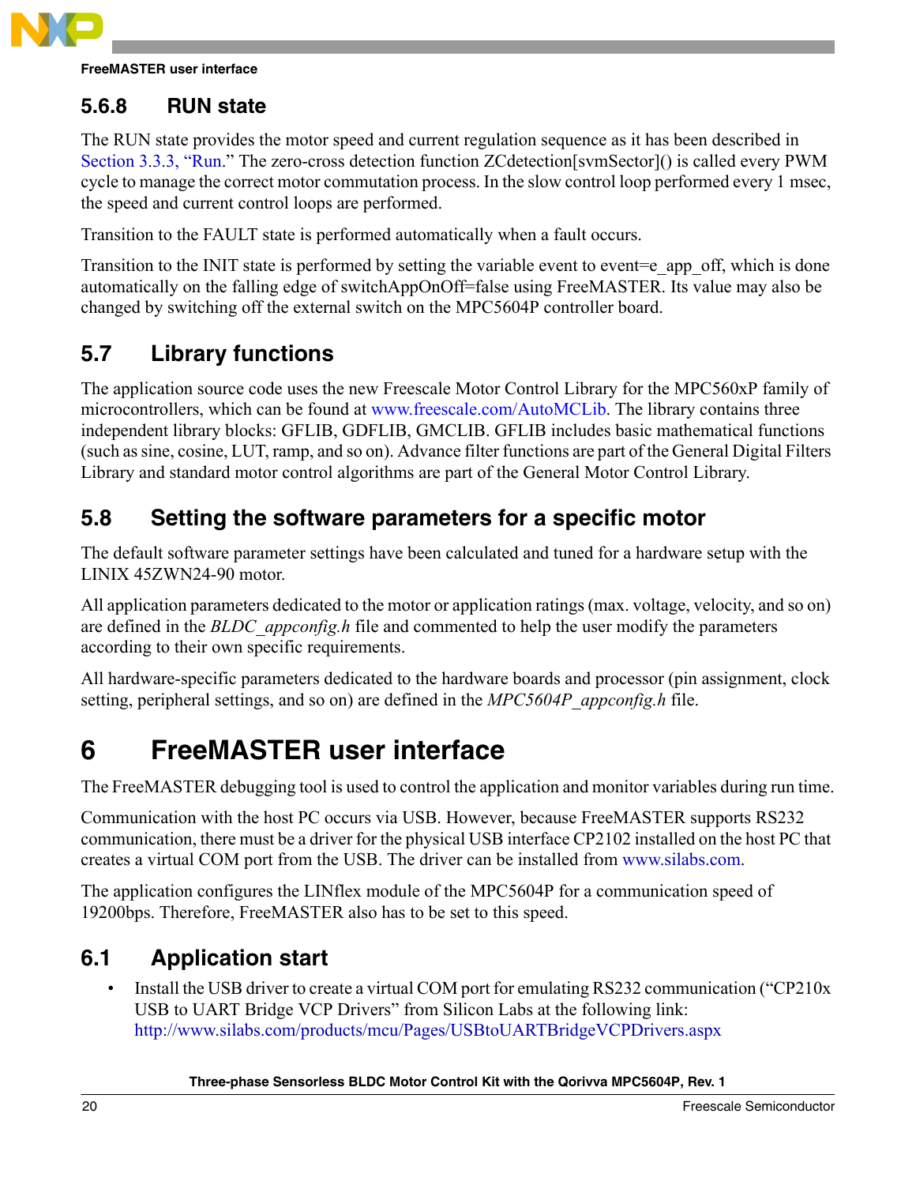### 5.6.8 RUN state

The RUN state provides the motor speed and current regulation sequence as it has been described in Section 3.3.3, "Run." The zero-cross detection function ZCdetection[svmSector]() is called every PWM cycle to manage the correct motor commutation process. In the slow control loop performed every 1 msec, the speed and current control loops are performed.

Transition to the FAULT state is performed automatically when a fault occurs.

Transition to the INIT state is performed by setting the variable event to event=e_app_off, which is done automatically on the falling edge of switchAppOnOff=false using FreeMASTER. Its value may also be changed by switching off the external switch on the MPC5604P controller board.

## 5.7 Library functions

The application source code uses the new Freescale Motor Control Library for the MPC560xP family of microcontrollers, which can be found at www.freescale.com/AutoMCLib. The library contains three independent library blocks: GFLIB, GDFLIB, GMCLIB. GFLIB includes basic mathematical functions (such as sine, cosine, LUT, ramp, and so on). Advance filter functions are part of the General Digital Filters Library and standard motor control algorithms are part of the General Motor Control Library.

## 5.8 Setting the software parameters for a specific motor

The default software parameter settings have been calculated and tuned for a hardware setup with the LINIX 45ZWN24-90 motor.

All application parameters dedicated to the motor or application ratings (max. voltage, velocity, and so on) are defined in the *BLDC_appconfig.h* file and commented to help the user modify the parameters according to their own specific requirements.

All hardware-specific parameters dedicated to the hardware boards and processor (pin assignment, clock setting, peripheral settings, and so on) are defined in the *MPC5604P_appconfig.h* file.

# 6 FreeMASTER user interface

The FreeMASTER debugging tool is used to control the application and monitor variables during run time.

Communication with the host PC occurs via USB. However, because FreeMASTER supports RS232 communication, there must be a driver for the physical USB interface CP2102 installed on the host PC that creates a virtual COM port from the USB. The driver can be installed from www.silabs.com.

The application configures the LINflex module of the MPC5604P for a communication speed of 19200bps. Therefore, FreeMASTER also has to be set to this speed.

## 6.1 Application start

- Install the USB driver to create a virtual COM port for emulating RS232 communication ("CP210x USB to UART Bridge VCP Drivers" from Silicon Labs at the following link: http://www.silabs.com/products/mcu/Pages/USBtoUARTBridgeVCPDrivers.aspx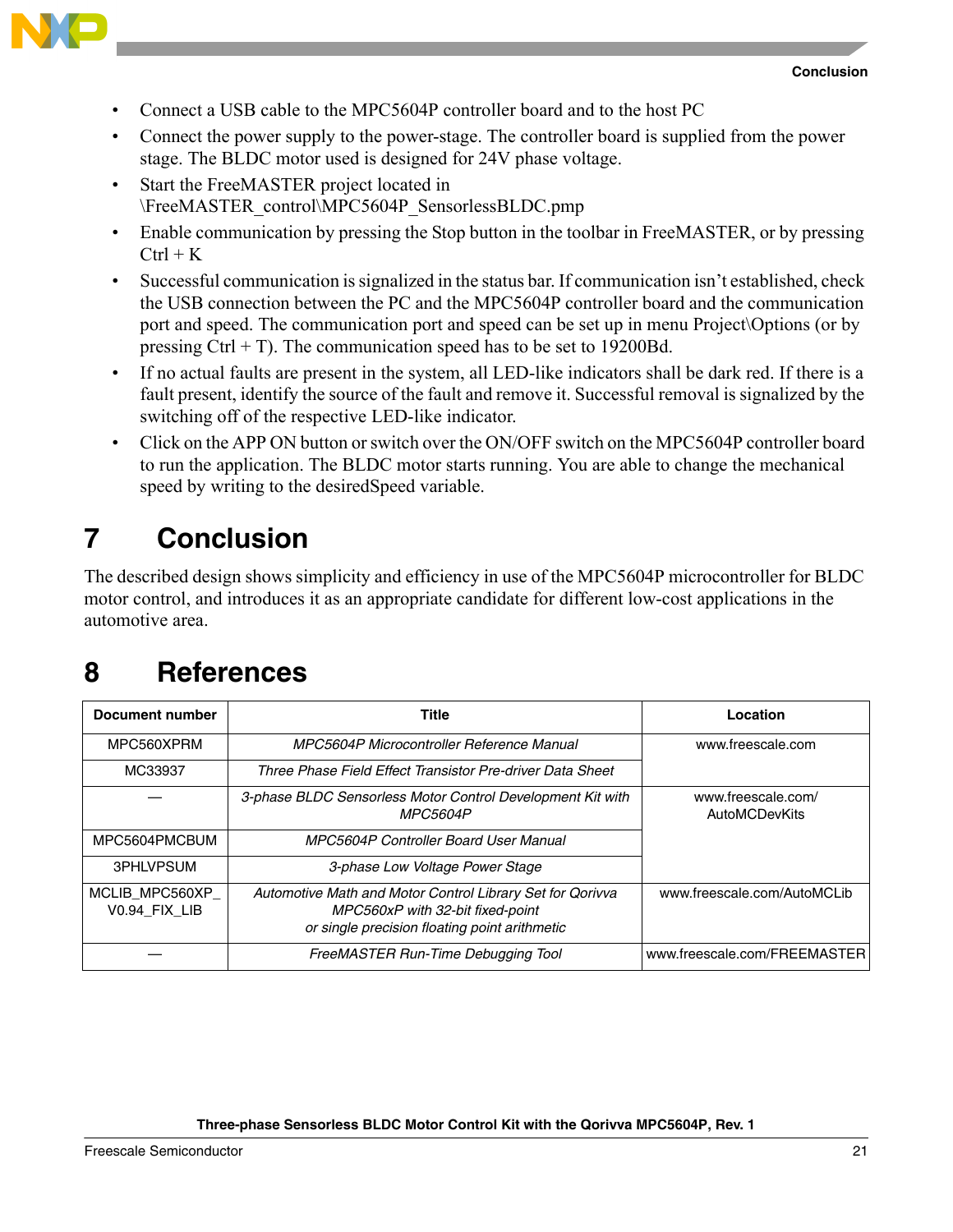- Connect a USB cable to the MPC5604P controller board and to the host PC
- Connect the power supply to the power-stage. The controller board is supplied from the power stage. The BLDC motor used is designed for 24V phase voltage.
- Start the FreeMASTER project located in \FreeMASTER_control\MPC5604P_SensorlessBLDC.pmp
- Enable communication by pressing the Stop button in the toolbar in FreeMASTER, or by pressing Ctrl + K
- Successful communication is signalized in the status bar. If communication isn't established, check the USB connection between the PC and the MPC5604P controller board and the communication port and speed. The communication port and speed can be set up in menu Project\Options (or by pressing Ctrl + T). The communication speed has to be set to 19200Bd.
- If no actual faults are present in the system, all LED-like indicators shall be dark red. If there is a fault present, identify the source of the fault and remove it. Successful removal is signalized by the switching off of the respective LED-like indicator.
- Click on the APP ON button or switch over the ON/OFF switch on the MPC5604P controller board to run the application. The BLDC motor starts running. You are able to change the mechanical speed by writing to the desiredSpeed variable.

# 7 Conclusion

The described design shows simplicity and efficiency in use of the MPC5604P microcontroller for BLDC motor control, and introduces it as an appropriate candidate for different low-cost applications in the automotive area.

# 8 References

| Document number | Title | Location |
|---|---|---|
| MPC560XPRM | *MPC5604P Microcontroller Reference Manual* | www.freescale.com |
| MC33937 | *Three Phase Field Effect Transistor Pre-driver Data Sheet* | |
| — | *3-phase BLDC Sensorless Motor Control Development Kit with MPC5604P* | www.freescale.com/AutoMCDevKits |
| MPC5604PMCBUM | *MPC5604P Controller Board User Manual* | |
| 3PHLVPSUM | *3-phase Low Voltage Power Stage* | |
| MCLIB_MPC560XP_V0.94_FIX_LIB | *Automotive Math and Motor Control Library Set for Qorivva MPC560xP with 32-bit fixed-point or single precision floating point arithmetic* | www.freescale.com/AutoMCLib |
| — | *FreeMASTER Run-Time Debugging Tool* | www.freescale.com/FREEMASTER |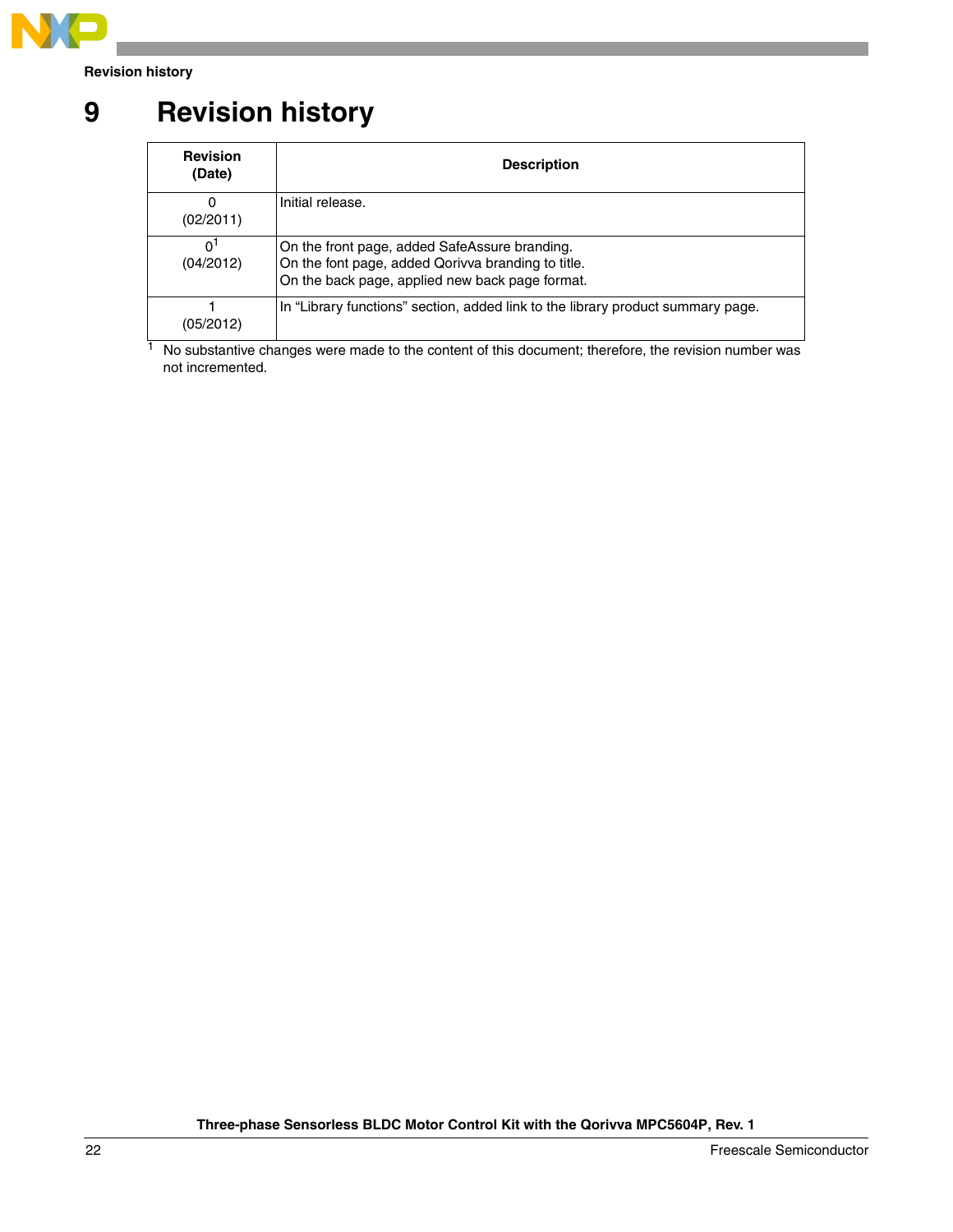# 9 Revision history

| Revision (Date) | Description |
|---|---|
| 0 (02/2011) | Initial release. |
| 0[1] (04/2012) | On the front page, added SafeAssure branding.<br>On the font page, added Qorivva branding to title.<br>On the back page, applied new back page format. |
| 1 (05/2012) | In “Library functions” section, added link to the library product summary page. |

[1] No substantive changes were made to the content of this document; therefore, the revision number was not incremented.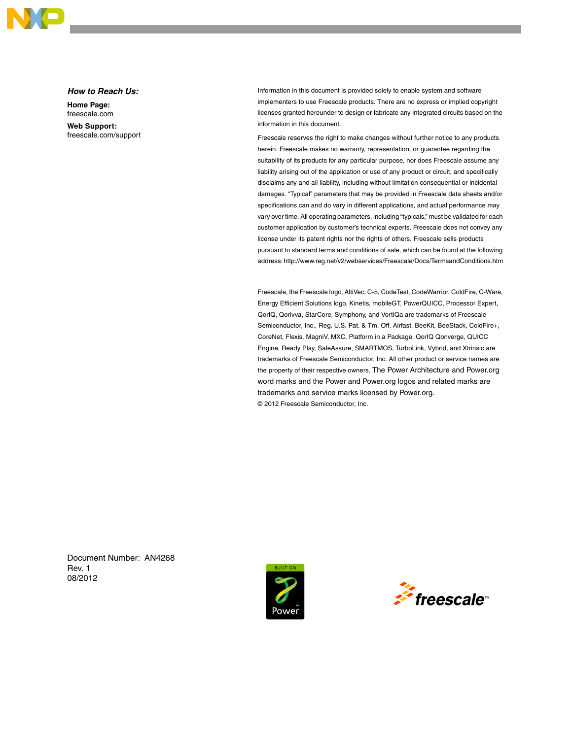***How to Reach Us:***

**Home Page:**
freescale.com

**Web Support:**
freescale.com/support

Information in this document is provided solely to enable system and software implementers to use Freescale products. There are no express or implied copyright licenses granted hereunder to design or fabricate any integrated circuits based on the information in this document.

Freescale reserves the right to make changes without further notice to any products herein. Freescale makes no warranty, representation, or guarantee regarding the suitability of its products for any particular purpose, nor does Freescale assume any liability arising out of the application or use of any product or circuit, and specifically disclaims any and all liability, including without limitation consequential or incidental damages. "Typical" parameters that may be provided in Freescale data sheets and/or specifications can and do vary in different applications, and actual performance may vary over time. All operating parameters, including "typicals," must be validated for each customer application by customer's technical experts. Freescale does not convey any license under its patent rights nor the rights of others. Freescale sells products pursuant to standard terms and conditions of sale, which can be found at the following address: http://www.reg.net/v2/webservices/Freescale/Docs/TermsandConditions.htm

Freescale, the Freescale logo, AltiVec, C-5, CodeTest, CodeWarrior, ColdFire, C-Ware, Energy Efficient Solutions logo, Kinetis, mobileGT, PowerQUICC, Processor Expert, QorIQ, Qorivva, StarCore, Symphony, and VortiQa are trademarks of Freescale Semiconductor, Inc., Reg. U.S. Pat. & Tm. Off. Airfast, BeeKit, BeeStack, ColdFire+, CoreNet, Flexis, MagniV, MXC, Platform in a Package, QorIQ Qonverge, QUICC Engine, Ready Play, SafeAssure, SMARTMOS, TurboLink, Vybrid, and Xtrinsic are trademarks of Freescale Semiconductor, Inc. All other product or service names are the property of their respective owners. The Power Architecture and Power.org word marks and the Power and Power.org logos and related marks are trademarks and service marks licensed by Power.org.
© 2012 Freescale Semiconductor, Inc.

Document Number: AN4268
Rev. 1
08/2012